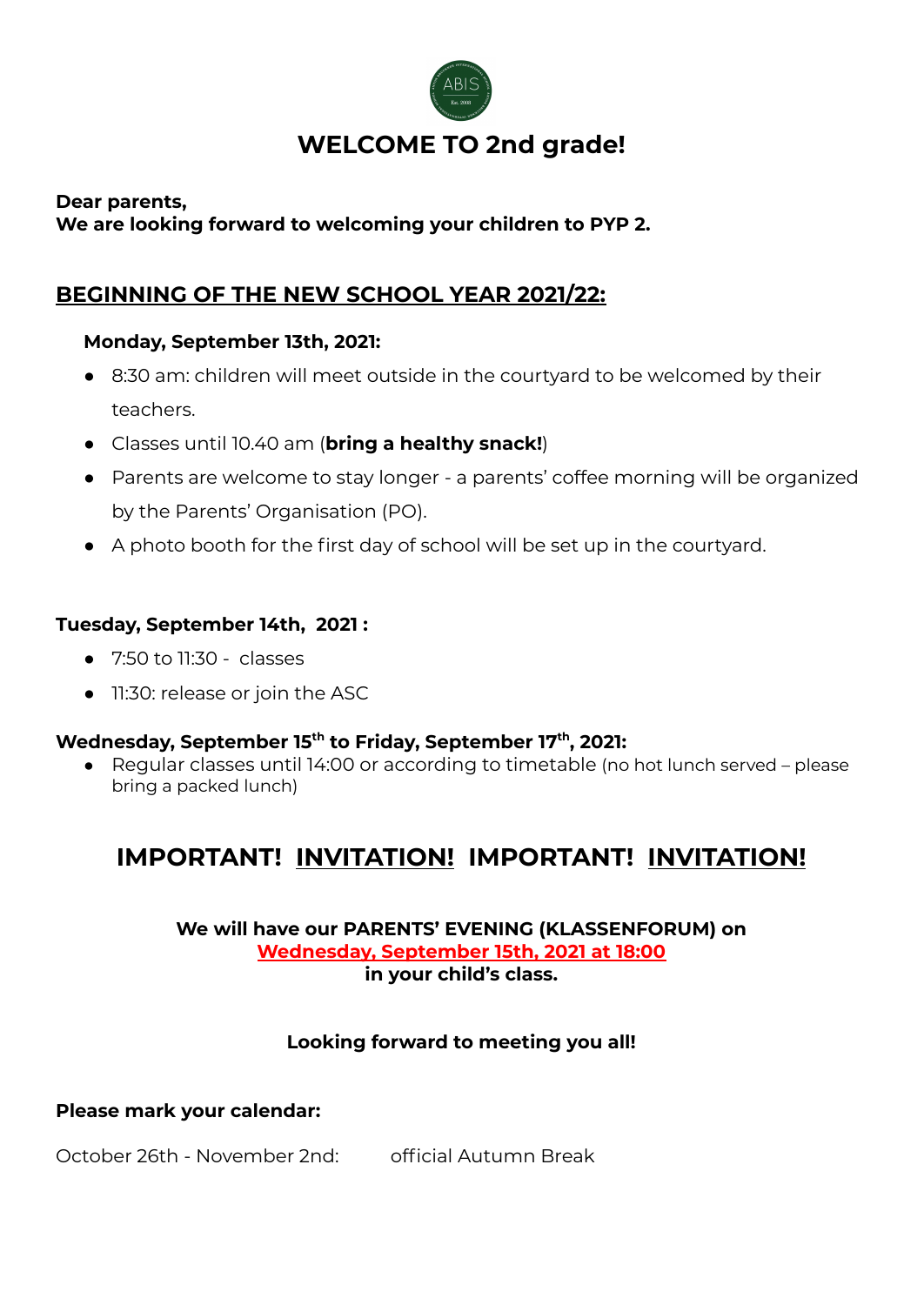# WELCOME TO 2nd grade!

**Dear parents,**
**We are looking forward to welcoming your children to PYP 2.**

## BEGINNING OF THE NEW SCHOOL YEAR 2021/22:

**Monday, September 13th, 2021:**

- 8:30 am: children will meet outside in the courtyard to be welcomed by their teachers.
- Classes until 10.40 am (**bring a healthy snack!**)
- Parents are welcome to stay longer - a parents' coffee morning will be organized by the Parents' Organisation (PO).
- A photo booth for the first day of school will be set up in the courtyard.

**Tuesday, September 14th, 2021 :**

- 7:50 to 11:30 - classes
- 11:30: release or join the ASC

**Wednesday, September 15th to Friday, September 17th, 2021:**

- Regular classes until 14:00 or according to timetable (no hot lunch served – please bring a packed lunch)

## IMPORTANT! INVITATION! IMPORTANT! INVITATION!

**We will have our PARENTS' EVENING (KLASSENFORUM) on**
**Wednesday, September 15th, 2021 at 18:00**
**in your child's class.**

**Looking forward to meeting you all!**

**Please mark your calendar:**

October 26th - November 2nd: official Autumn Break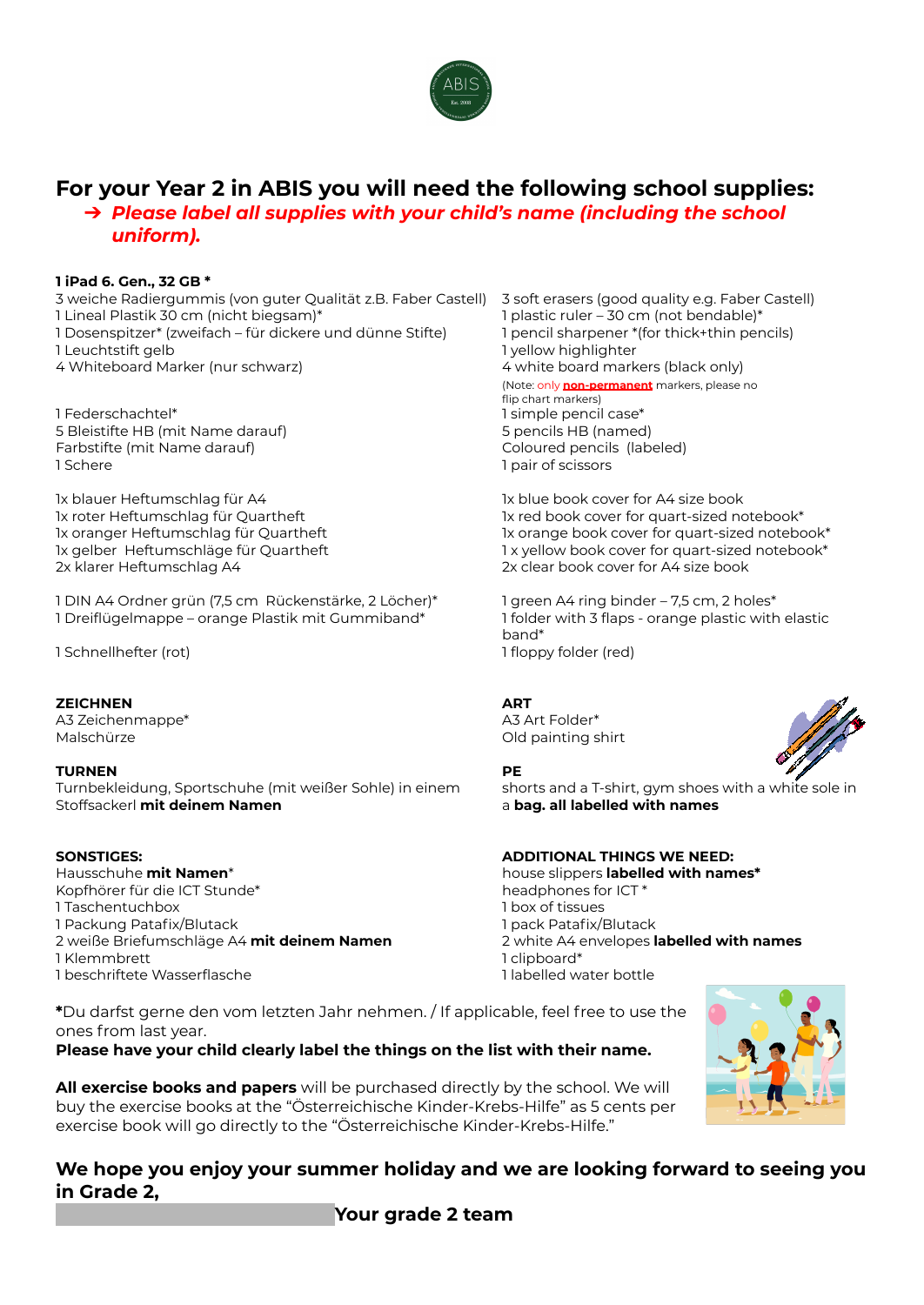ABIS

# For your Year 2 in ABIS you will need the following school supplies:

➔ ***Please label all supplies with your child's name (including the school uniform).***

**1 iPad 6. Gen., 32 GB ***

3 weiche Radiergummis (von guter Qualität z.B. Faber Castell)
1 Lineal Plastik 30 cm (nicht biegsam)*
1 Dosenspitzer* (zweifach – für dickere und dünne Stifte)
1 Leuchtstift gelb
4 Whiteboard Marker (nur schwarz)

1 Federschachtel*
5 Bleistifte HB (mit Name darauf)
Farbstifte (mit Name darauf)
1 Schere

1x blauer Heftumschlag für A4
1x roter Heftumschlag für Quartheft
1x oranger Heftumschlag für Quartheft
1x gelber Heftumschläge für Quartheft
2x klarer Heftumschlag A4

1 DIN A4 Ordner grün (7,5 cm Rückenstärke, 2 Löcher)*
1 Dreiflügelmappe – orange Plastik mit Gummiband*

1 Schnellhefter (rot)

**ZEICHNEN**
A3 Zeichenmappe*
Malschürze

**TURNEN**
Turnbekleidung, Sportschuhe (mit weißer Sohle) in einem Stoffsackerl **mit deinem Namen**

**SONSTIGES:**
Hausschuhe **mit Namen***
Kopfhörer für die ICT Stunde*
1 Taschentuchbox
1 Packung Patafix/Blutack
2 weiße Briefumschläge A4 **mit deinem Namen**
1 Klemmbrett
1 beschriftete Wasserflasche

3 soft erasers (good quality e.g. Faber Castell)
1 plastic ruler – 30 cm (not bendable)*
1 pencil sharpener *(for thick+thin pencils)
1 yellow highlighter
4 white board markers (black only)
(Note: only **non-permanent** markers, please no flip chart markers)
1 simple pencil case*
5 pencils HB (named)
Coloured pencils (labeled)
1 pair of scissors

1x blue book cover for A4 size book
1x red book cover for quart-sized notebook*
1x orange book cover for quart-sized notebook*
1 x yellow book cover for quart-sized notebook*
2x clear book cover for A4 size book

1 green A4 ring binder – 7,5 cm, 2 holes*
1 folder with 3 flaps - orange plastic with elastic band*
1 floppy folder (red)

**ART**
A3 Art Folder*
Old painting shirt

**PE**
shorts and a T-shirt, gym shoes with a white sole in a **bag. all labelled with names**

**ADDITIONAL THINGS WE NEED:**
house slippers **labelled with names***
headphones for ICT *
1 box of tissues
1 pack Patafix/Blutack
2 white A4 envelopes **labelled with names**
1 clipboard*
1 labelled water bottle

**\***Du darfst gerne den vom letzten Jahr nehmen. / If applicable, feel free to use the ones from last year.
**Please have your child clearly label the things on the list with their name.**

**All exercise books and papers** will be purchased directly by the school. We will buy the exercise books at the "Österreichische Kinder-Krebs-Hilfe" as 5 cents per exercise book will go directly to the "Österreichische Kinder-Krebs-Hilfe."

**We hope you enjoy your summer holiday and we are looking forward to seeing you in Grade 2,**

**Your grade 2 team**